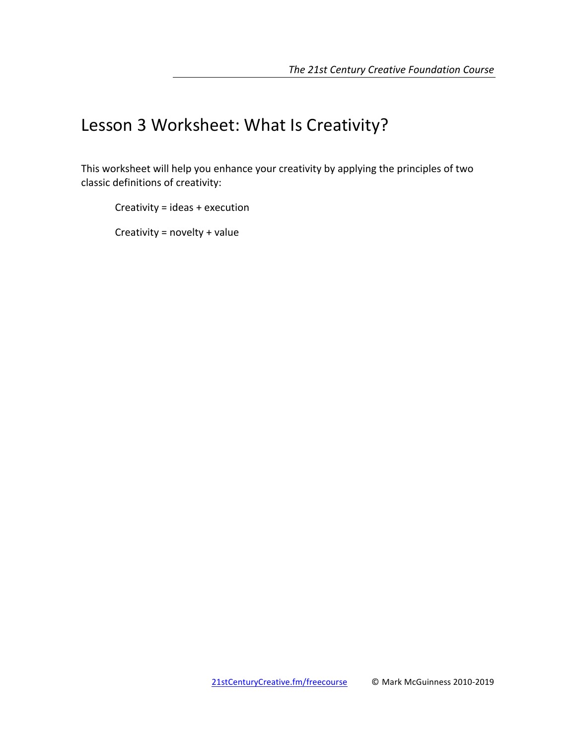# Lesson 3 Worksheet: What Is Creativity?

This worksheet will help you enhance your creativity by applying the principles of two classic definitions of creativity:

> Creativity = ideas + execution
>
> Creativity = novelty + value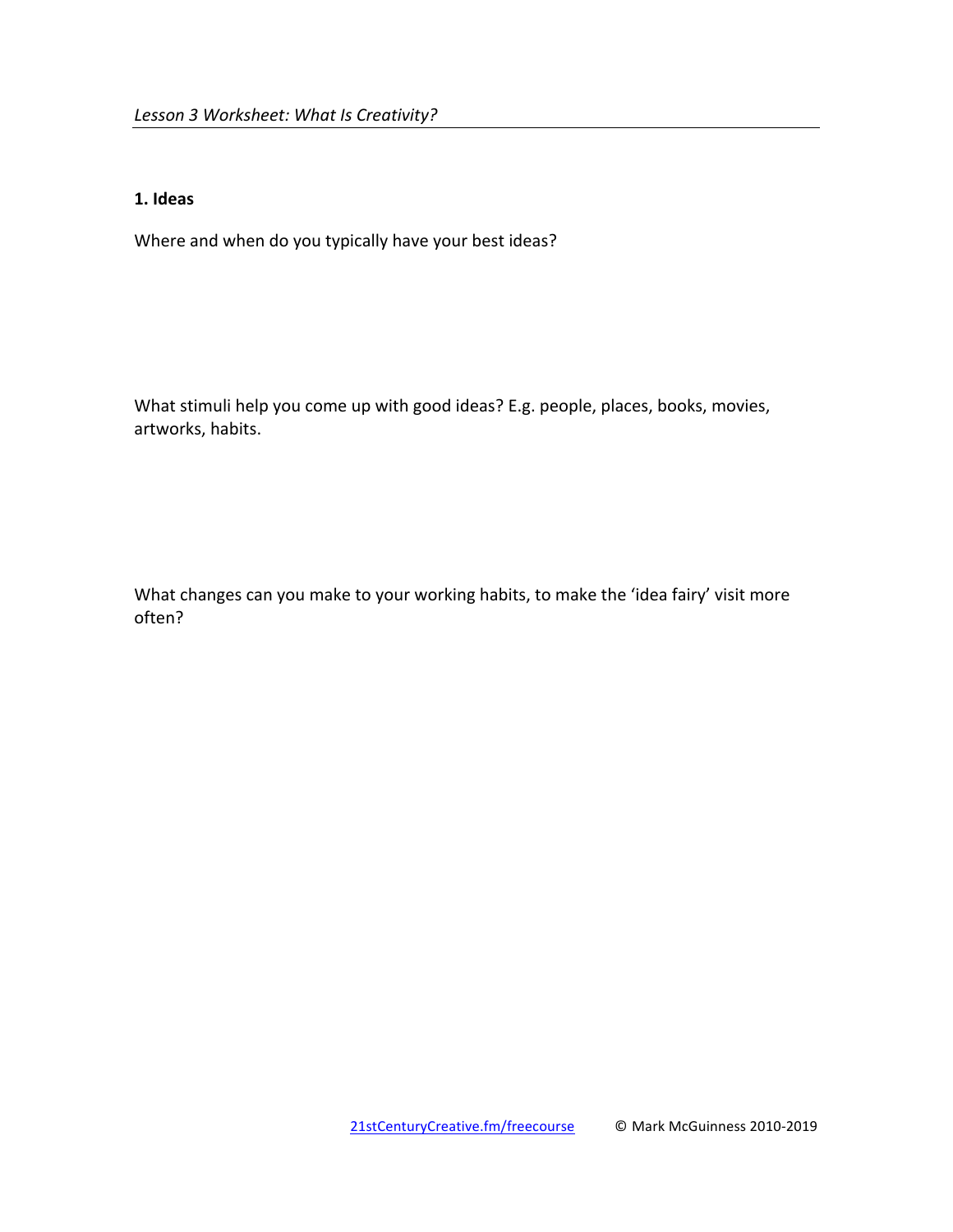*Lesson 3 Worksheet: What Is Creativity?*

**1. Ideas**

Where and when do you typically have your best ideas?

What stimuli help you come up with good ideas? E.g. people, places, books, movies, artworks, habits.

What changes can you make to your working habits, to make the 'idea fairy' visit more often?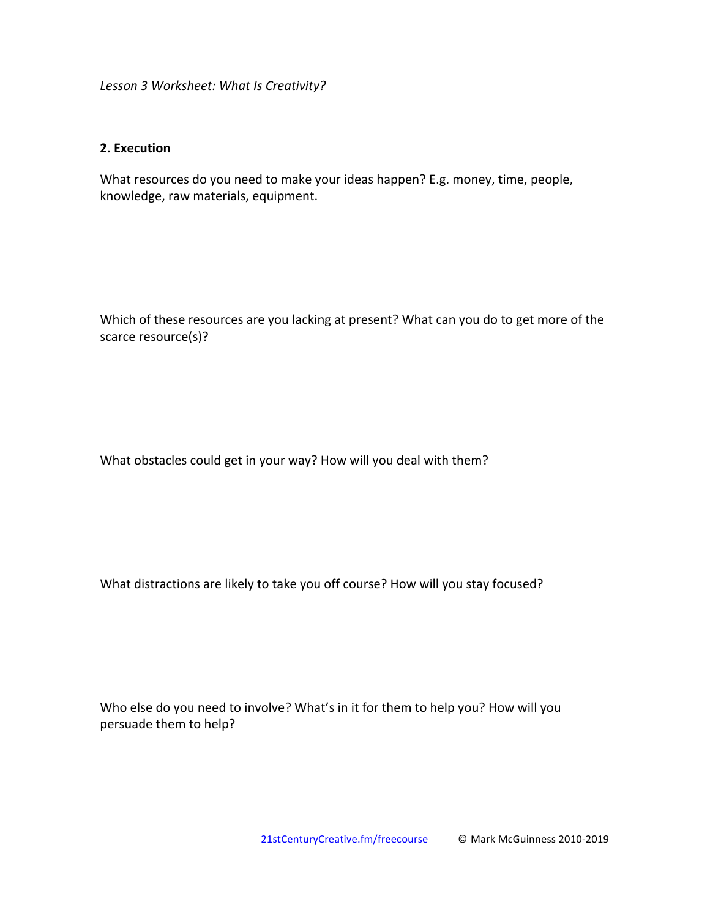## 2. Execution

What resources do you need to make your ideas happen? E.g. money, time, people, knowledge, raw materials, equipment.

Which of these resources are you lacking at present? What can you do to get more of the scarce resource(s)?

What obstacles could get in your way? How will you deal with them?

What distractions are likely to take you off course? How will you stay focused?

Who else do you need to involve? What's in it for them to help you? How will you persuade them to help?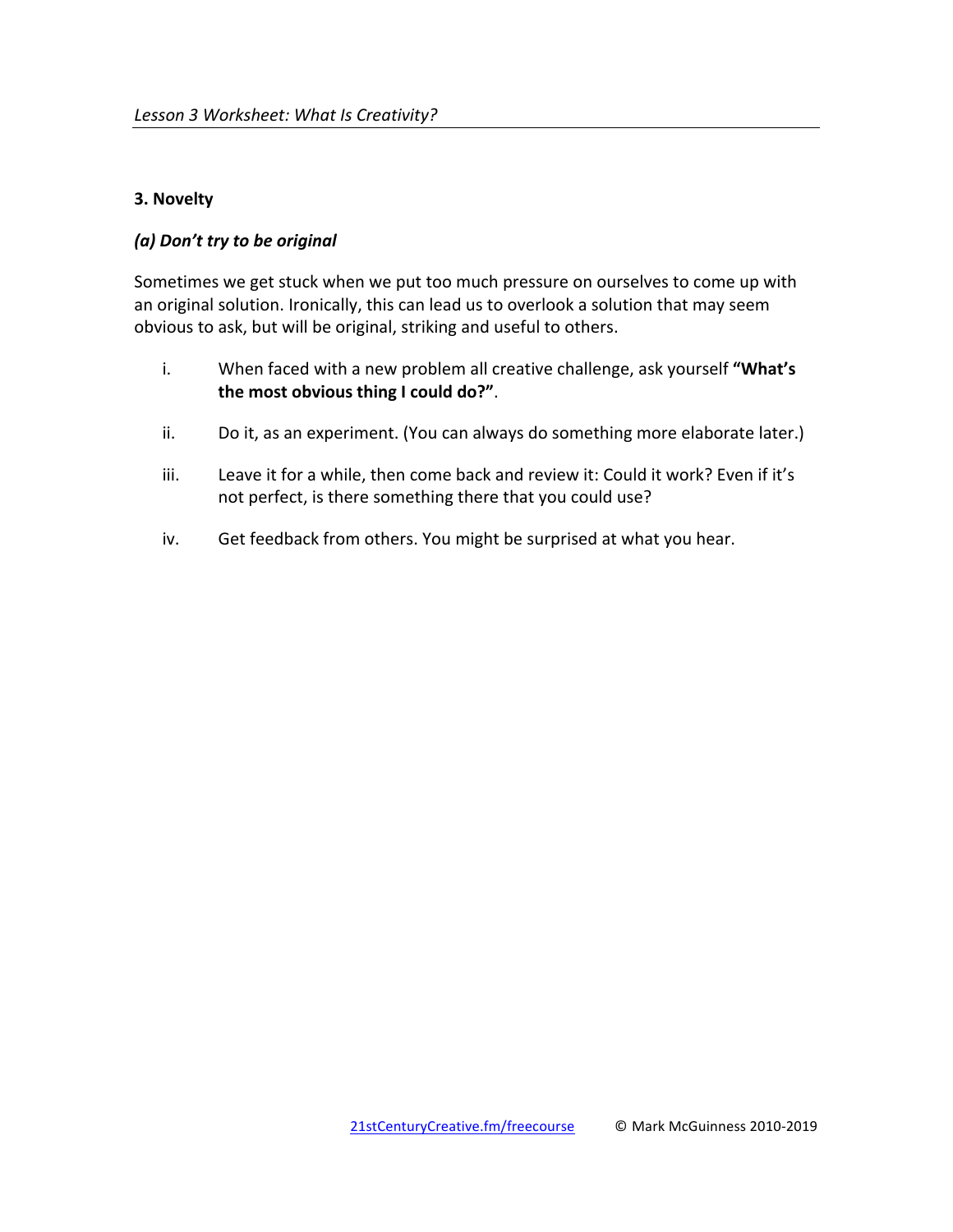### 3. Novelty

#### *(a) Don't try to be original*

Sometimes we get stuck when we put too much pressure on ourselves to come up with an original solution. Ironically, this can lead us to overlook a solution that may seem obvious to ask, but will be original, striking and useful to others.

i. When faced with a new problem all creative challenge, ask yourself **"What's the most obvious thing I could do?"**.

ii. Do it, as an experiment. (You can always do something more elaborate later.)

iii. Leave it for a while, then come back and review it: Could it work? Even if it's not perfect, is there something there that you could use?

iv. Get feedback from others. You might be surprised at what you hear.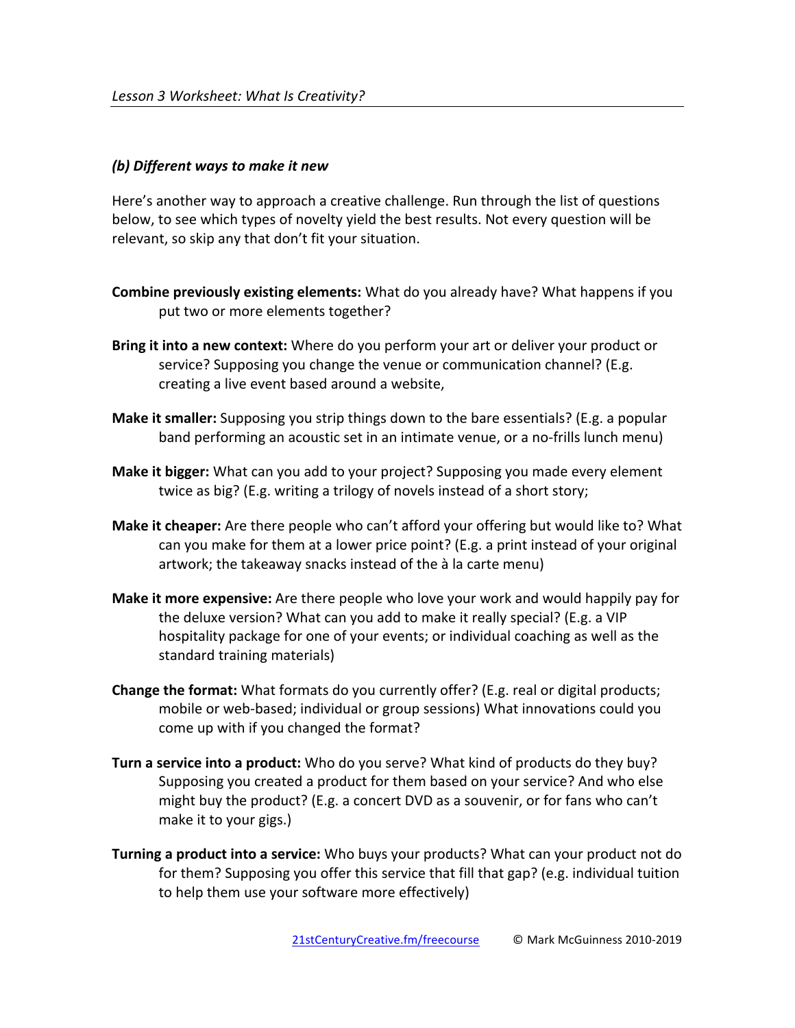### *(b) Different ways to make it new*

Here's another way to approach a creative challenge. Run through the list of questions below, to see which types of novelty yield the best results. Not every question will be relevant, so skip any that don't fit your situation.

**Combine previously existing elements:** What do you already have? What happens if you put two or more elements together?

**Bring it into a new context:** Where do you perform your art or deliver your product or service? Supposing you change the venue or communication channel? (E.g. creating a live event based around a website,

**Make it smaller:** Supposing you strip things down to the bare essentials? (E.g. a popular band performing an acoustic set in an intimate venue, or a no-frills lunch menu)

**Make it bigger:** What can you add to your project? Supposing you made every element twice as big? (E.g. writing a trilogy of novels instead of a short story;

**Make it cheaper:** Are there people who can't afford your offering but would like to? What can you make for them at a lower price point? (E.g. a print instead of your original artwork; the takeaway snacks instead of the à la carte menu)

**Make it more expensive:** Are there people who love your work and would happily pay for the deluxe version? What can you add to make it really special? (E.g. a VIP hospitality package for one of your events; or individual coaching as well as the standard training materials)

**Change the format:** What formats do you currently offer? (E.g. real or digital products; mobile or web-based; individual or group sessions) What innovations could you come up with if you changed the format?

**Turn a service into a product:** Who do you serve? What kind of products do they buy? Supposing you created a product for them based on your service? And who else might buy the product? (E.g. a concert DVD as a souvenir, or for fans who can't make it to your gigs.)

**Turning a product into a service:** Who buys your products? What can your product not do for them? Supposing you offer this service that fill that gap? (e.g. individual tuition to help them use your software more effectively)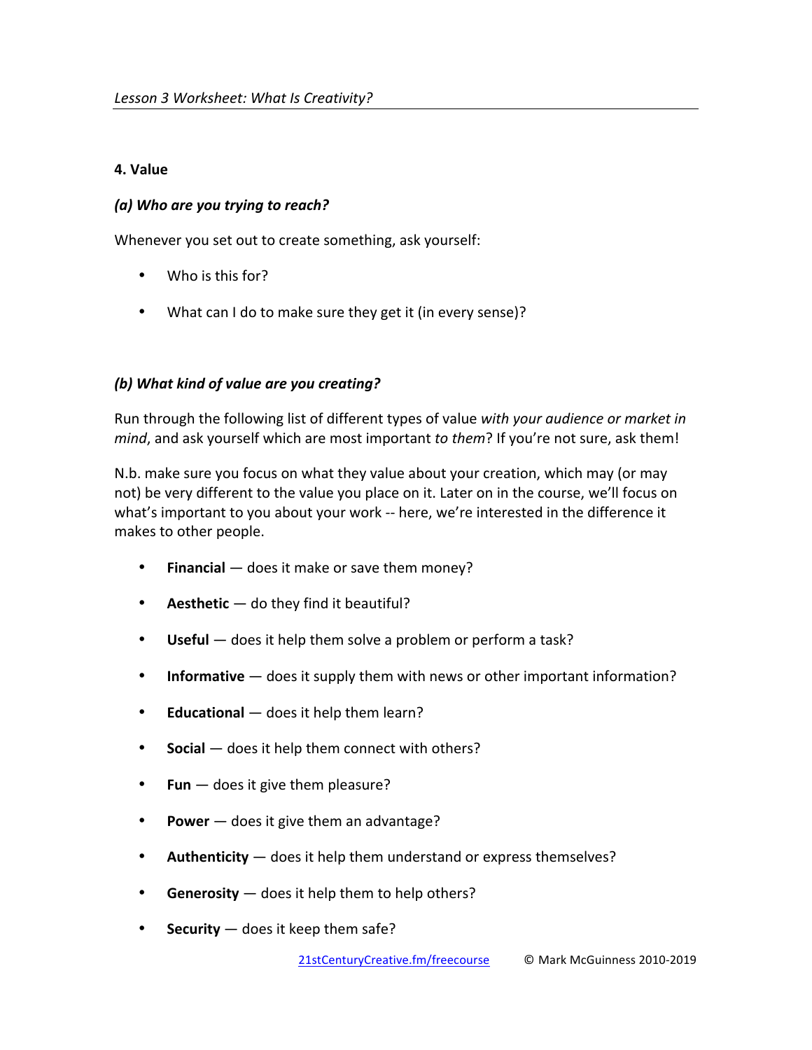### 4. Value

#### *(a) Who are you trying to reach?*

Whenever you set out to create something, ask yourself:

- Who is this for?
- What can I do to make sure they get it (in every sense)?

#### *(b) What kind of value are you creating?*

Run through the following list of different types of value *with your audience or market in mind*, and ask yourself which are most important *to them*? If you're not sure, ask them!

N.b. make sure you focus on what they value about your creation, which may (or may not) be very different to the value you place on it. Later on in the course, we'll focus on what's important to you about your work -- here, we're interested in the difference it makes to other people.

- **Financial** — does it make or save them money?
- **Aesthetic** — do they find it beautiful?
- **Useful** — does it help them solve a problem or perform a task?
- **Informative** — does it supply them with news or other important information?
- **Educational** — does it help them learn?
- **Social** — does it help them connect with others?
- **Fun** — does it give them pleasure?
- **Power** — does it give them an advantage?
- **Authenticity** — does it help them understand or express themselves?
- **Generosity** — does it help them to help others?
- **Security** — does it keep them safe?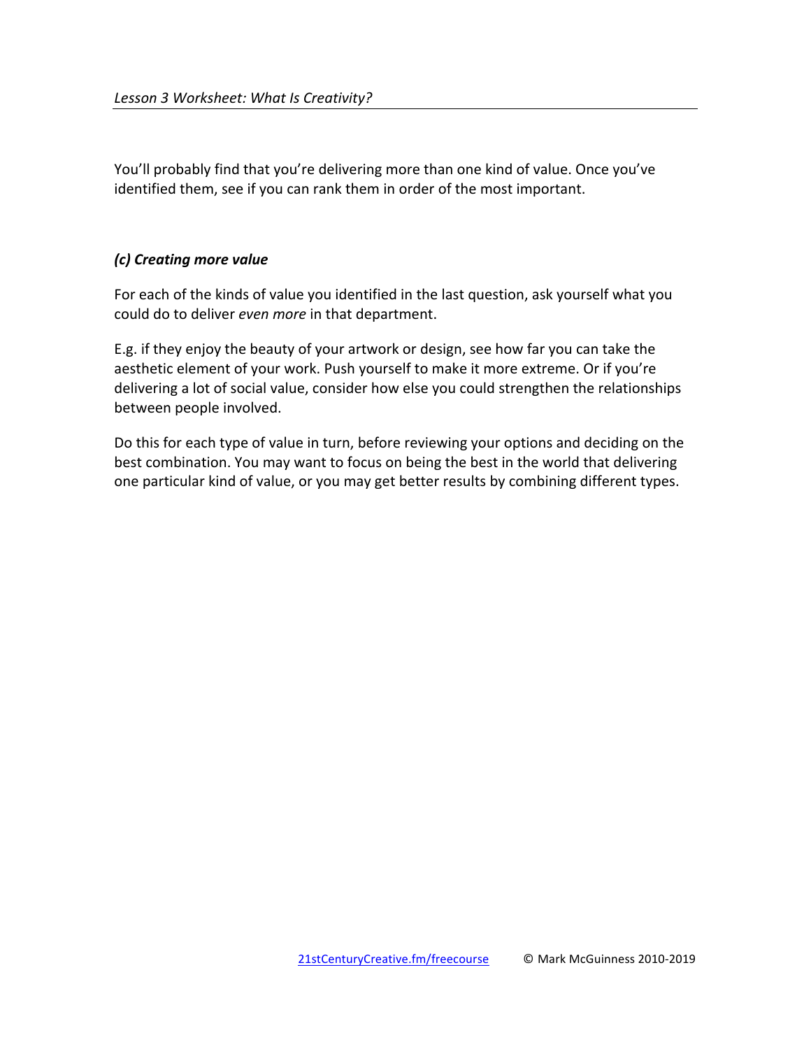You'll probably find that you're delivering more than one kind of value. Once you've identified them, see if you can rank them in order of the most important.

### *(c) Creating more value*

For each of the kinds of value you identified in the last question, ask yourself what you could do to deliver *even more* in that department.

E.g. if they enjoy the beauty of your artwork or design, see how far you can take the aesthetic element of your work. Push yourself to make it more extreme. Or if you're delivering a lot of social value, consider how else you could strengthen the relationships between people involved.

Do this for each type of value in turn, before reviewing your options and deciding on the best combination. You may want to focus on being the best in the world that delivering one particular kind of value, or you may get better results by combining different types.